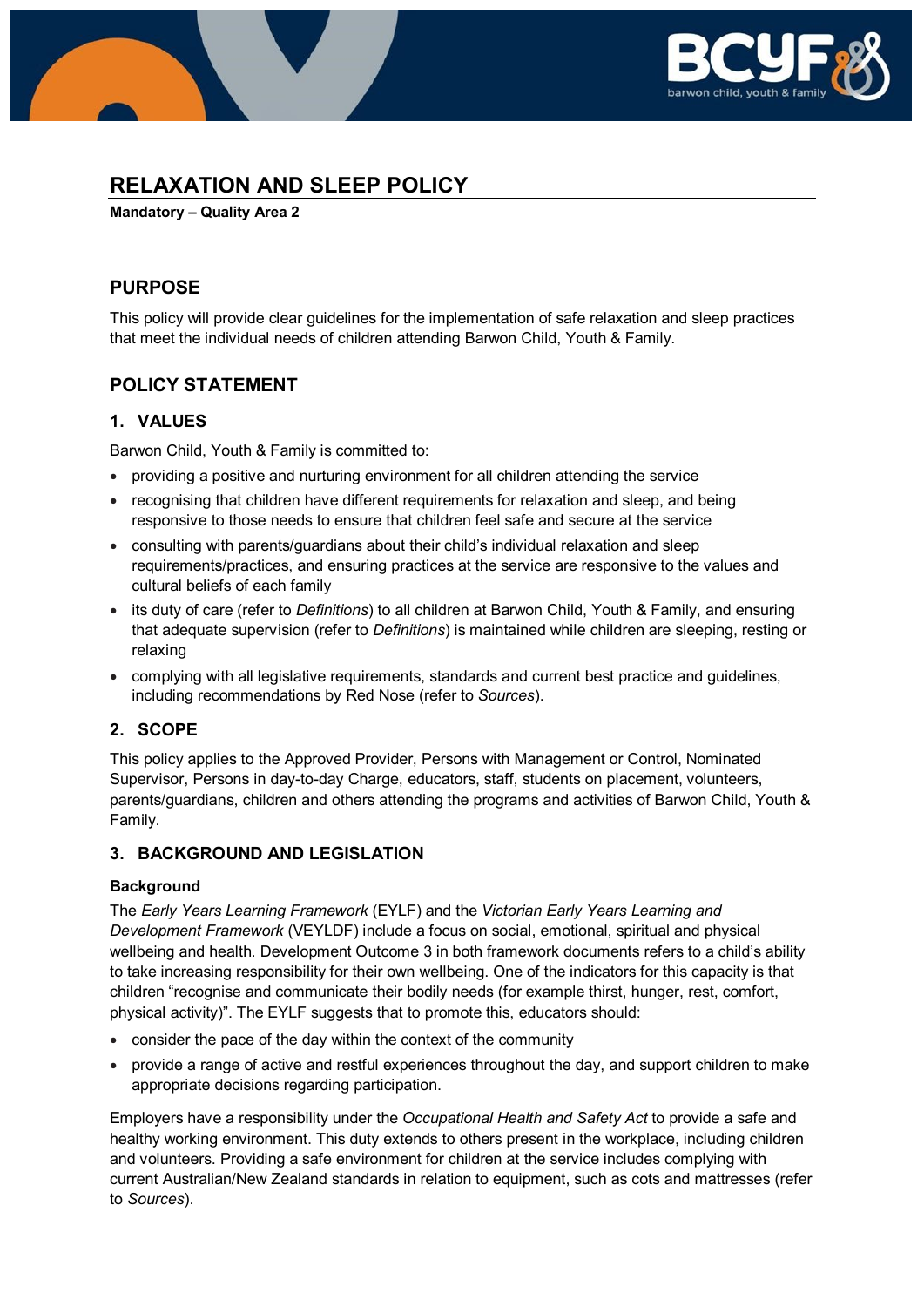# RELAXATION AND SLEEP POLICY

**Mandatory – Quality Area 2**

## PURPOSE

This policy will provide clear guidelines for the implementation of safe relaxation and sleep practices that meet the individual needs of children attending Barwon Child, Youth & Family.

## POLICY STATEMENT

### 1. VALUES

Barwon Child, Youth & Family is committed to:

- providing a positive and nurturing environment for all children attending the service
- recognising that children have different requirements for relaxation and sleep, and being responsive to those needs to ensure that children feel safe and secure at the service
- consulting with parents/guardians about their child's individual relaxation and sleep requirements/practices, and ensuring practices at the service are responsive to the values and cultural beliefs of each family
- its duty of care (refer to *Definitions*) to all children at Barwon Child, Youth & Family, and ensuring that adequate supervision (refer to *Definitions*) is maintained while children are sleeping, resting or relaxing
- complying with all legislative requirements, standards and current best practice and guidelines, including recommendations by Red Nose (refer to *Sources*).

### 2. SCOPE

This policy applies to the Approved Provider, Persons with Management or Control, Nominated Supervisor, Persons in day-to-day Charge, educators, staff, students on placement, volunteers, parents/guardians, children and others attending the programs and activities of Barwon Child, Youth & Family.

### 3. BACKGROUND AND LEGISLATION

**Background**

The *Early Years Learning Framework* (EYLF) and the *Victorian Early Years Learning and Development Framework* (VEYLDF) include a focus on social, emotional, spiritual and physical wellbeing and health. Development Outcome 3 in both framework documents refers to a child's ability to take increasing responsibility for their own wellbeing. One of the indicators for this capacity is that children "recognise and communicate their bodily needs (for example thirst, hunger, rest, comfort, physical activity)". The EYLF suggests that to promote this, educators should:

- consider the pace of the day within the context of the community
- provide a range of active and restful experiences throughout the day, and support children to make appropriate decisions regarding participation.

Employers have a responsibility under the *Occupational Health and Safety Act* to provide a safe and healthy working environment. This duty extends to others present in the workplace, including children and volunteers. Providing a safe environment for children at the service includes complying with current Australian/New Zealand standards in relation to equipment, such as cots and mattresses (refer to *Sources*).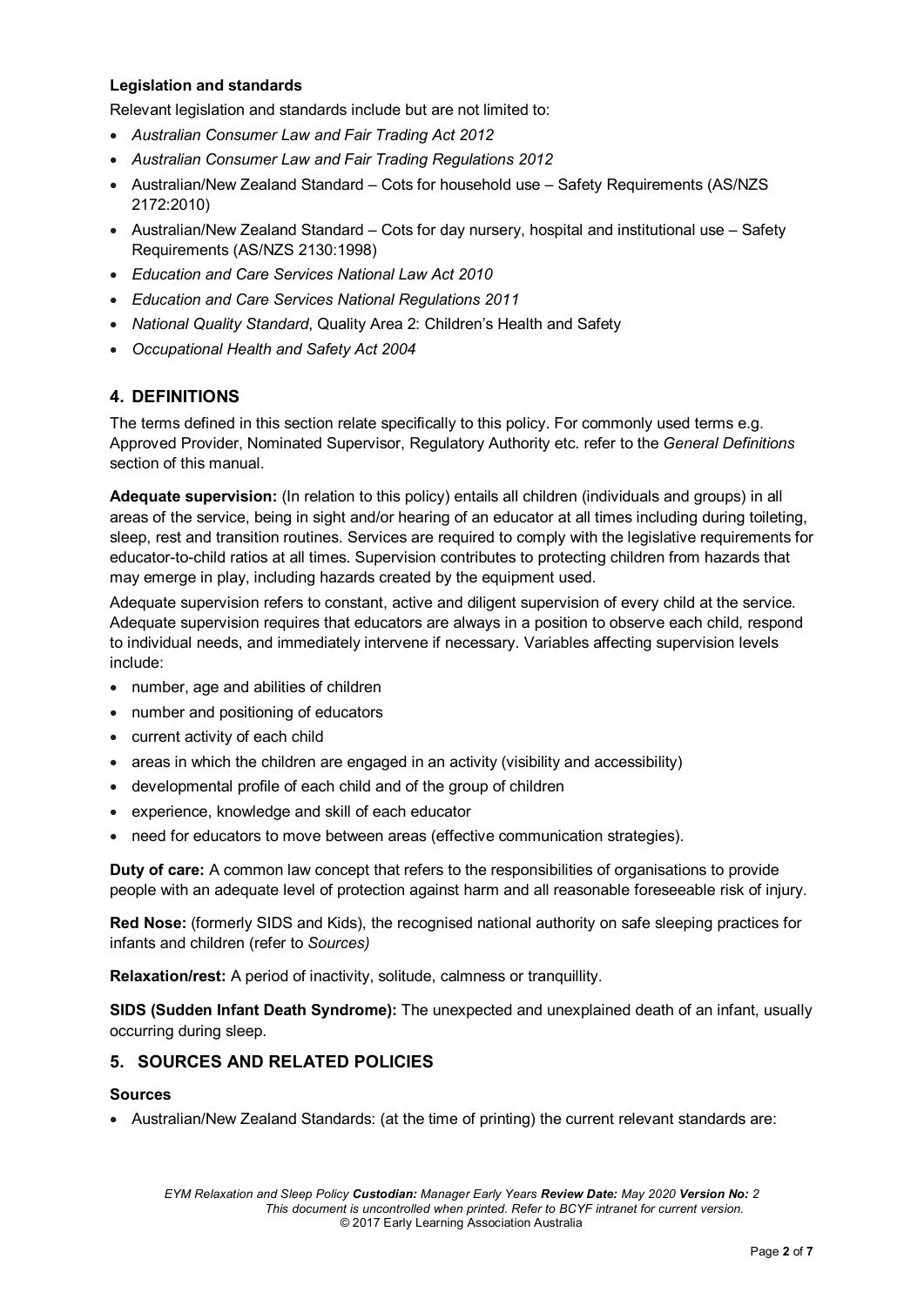**Legislation and standards**

Relevant legislation and standards include but are not limited to:

- *Australian Consumer Law and Fair Trading Act 2012*
- *Australian Consumer Law and Fair Trading Regulations 2012*
- Australian/New Zealand Standard – Cots for household use – Safety Requirements (AS/NZS 2172:2010)
- Australian/New Zealand Standard – Cots for day nursery, hospital and institutional use – Safety Requirements (AS/NZS 2130:1998)
- *Education and Care Services National Law Act 2010*
- *Education and Care Services National Regulations 2011*
- *National Quality Standard*, Quality Area 2: Children's Health and Safety
- *Occupational Health and Safety Act 2004*

## 4. DEFINITIONS

The terms defined in this section relate specifically to this policy. For commonly used terms e.g. Approved Provider, Nominated Supervisor, Regulatory Authority etc. refer to the *General Definitions* section of this manual.

**Adequate supervision:** (In relation to this policy) entails all children (individuals and groups) in all areas of the service, being in sight and/or hearing of an educator at all times including during toileting, sleep, rest and transition routines. Services are required to comply with the legislative requirements for educator-to-child ratios at all times. Supervision contributes to protecting children from hazards that may emerge in play, including hazards created by the equipment used.

Adequate supervision refers to constant, active and diligent supervision of every child at the service. Adequate supervision requires that educators are always in a position to observe each child, respond to individual needs, and immediately intervene if necessary. Variables affecting supervision levels include:

- number, age and abilities of children
- number and positioning of educators
- current activity of each child
- areas in which the children are engaged in an activity (visibility and accessibility)
- developmental profile of each child and of the group of children
- experience, knowledge and skill of each educator
- need for educators to move between areas (effective communication strategies).

**Duty of care:** A common law concept that refers to the responsibilities of organisations to provide people with an adequate level of protection against harm and all reasonable foreseeable risk of injury.

**Red Nose:** (formerly SIDS and Kids), the recognised national authority on safe sleeping practices for infants and children (refer to *Sources)*

**Relaxation/rest:** A period of inactivity, solitude, calmness or tranquillity.

**SIDS (Sudden Infant Death Syndrome):** The unexpected and unexplained death of an infant, usually occurring during sleep.

## 5. SOURCES AND RELATED POLICIES

**Sources**

- Australian/New Zealand Standards: (at the time of printing) the current relevant standards are: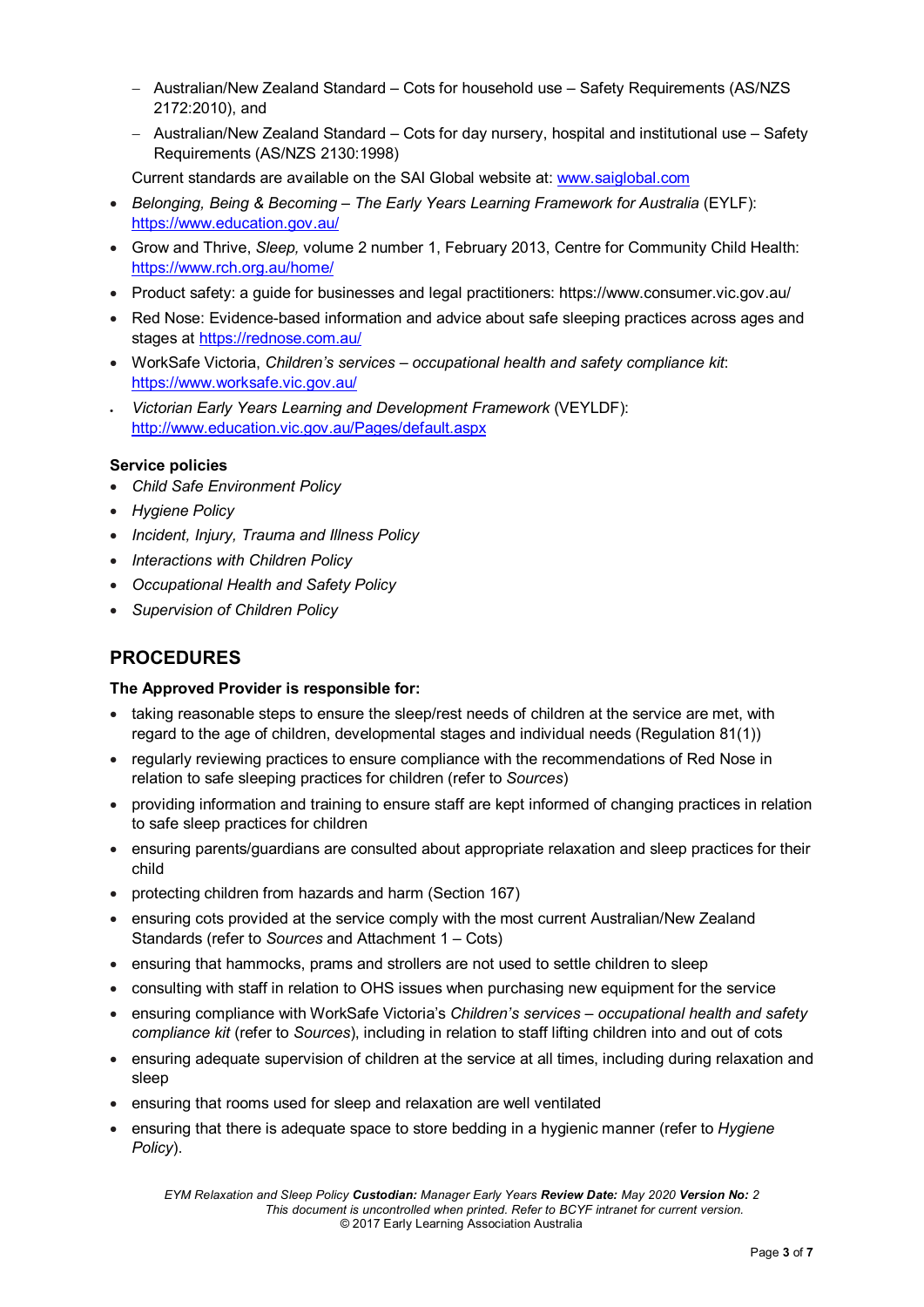- Australian/New Zealand Standard – Cots for household use – Safety Requirements (AS/NZS 2172:2010), and
  - Australian/New Zealand Standard – Cots for day nursery, hospital and institutional use – Safety Requirements (AS/NZS 2130:1998)

  Current standards are available on the SAI Global website at: www.saiglobal.com
- *Belonging, Being & Becoming – The Early Years Learning Framework for Australia* (EYLF): https://www.education.gov.au/
- Grow and Thrive, *Sleep,* volume 2 number 1, February 2013, Centre for Community Child Health: https://www.rch.org.au/home/
- Product safety: a guide for businesses and legal practitioners: https://www.consumer.vic.gov.au/
- Red Nose: Evidence-based information and advice about safe sleeping practices across ages and stages at https://rednose.com.au/
- WorkSafe Victoria, *Children's services – occupational health and safety compliance kit*: https://www.worksafe.vic.gov.au/
- *Victorian Early Years Learning and Development Framework* (VEYLDF): http://www.education.vic.gov.au/Pages/default.aspx

**Service policies**

- *Child Safe Environment Policy*
- *Hygiene Policy*
- *Incident, Injury, Trauma and Illness Policy*
- *Interactions with Children Policy*
- *Occupational Health and Safety Policy*
- *Supervision of Children Policy*

## PROCEDURES

**The Approved Provider is responsible for:**

- taking reasonable steps to ensure the sleep/rest needs of children at the service are met, with regard to the age of children, developmental stages and individual needs (Regulation 81(1))
- regularly reviewing practices to ensure compliance with the recommendations of Red Nose in relation to safe sleeping practices for children (refer to *Sources*)
- providing information and training to ensure staff are kept informed of changing practices in relation to safe sleep practices for children
- ensuring parents/guardians are consulted about appropriate relaxation and sleep practices for their child
- protecting children from hazards and harm (Section 167)
- ensuring cots provided at the service comply with the most current Australian/New Zealand Standards (refer to *Sources* and Attachment 1 – Cots)
- ensuring that hammocks, prams and strollers are not used to settle children to sleep
- consulting with staff in relation to OHS issues when purchasing new equipment for the service
- ensuring compliance with WorkSafe Victoria's *Children's services – occupational health and safety compliance kit* (refer to *Sources*), including in relation to staff lifting children into and out of cots
- ensuring adequate supervision of children at the service at all times, including during relaxation and sleep
- ensuring that rooms used for sleep and relaxation are well ventilated
- ensuring that there is adequate space to store bedding in a hygienic manner (refer to *Hygiene Policy*).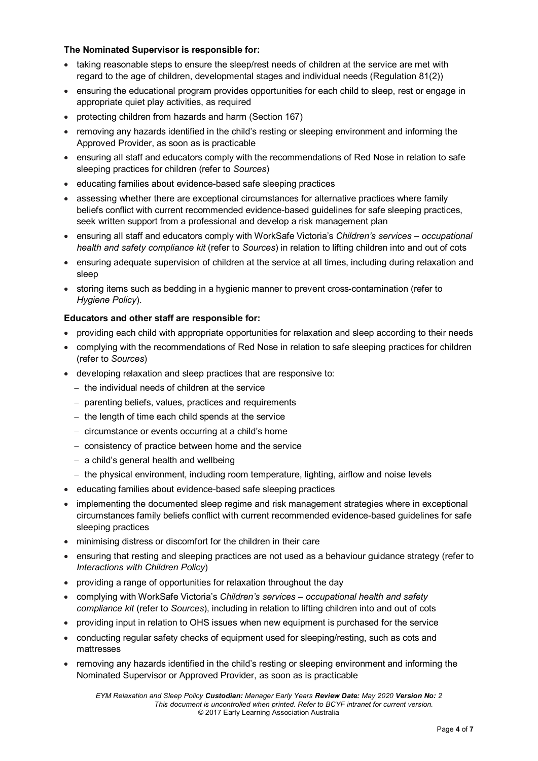**The Nominated Supervisor is responsible for:**

- taking reasonable steps to ensure the sleep/rest needs of children at the service are met with regard to the age of children, developmental stages and individual needs (Regulation 81(2))
- ensuring the educational program provides opportunities for each child to sleep, rest or engage in appropriate quiet play activities, as required
- protecting children from hazards and harm (Section 167)
- removing any hazards identified in the child's resting or sleeping environment and informing the Approved Provider, as soon as is practicable
- ensuring all staff and educators comply with the recommendations of Red Nose in relation to safe sleeping practices for children (refer to *Sources*)
- educating families about evidence-based safe sleeping practices
- assessing whether there are exceptional circumstances for alternative practices where family beliefs conflict with current recommended evidence-based guidelines for safe sleeping practices, seek written support from a professional and develop a risk management plan
- ensuring all staff and educators comply with WorkSafe Victoria's *Children's services – occupational health and safety compliance kit* (refer to *Sources*) in relation to lifting children into and out of cots
- ensuring adequate supervision of children at the service at all times, including during relaxation and sleep
- storing items such as bedding in a hygienic manner to prevent cross-contamination (refer to *Hygiene Policy*).

**Educators and other staff are responsible for:**

- providing each child with appropriate opportunities for relaxation and sleep according to their needs
- complying with the recommendations of Red Nose in relation to safe sleeping practices for children (refer to *Sources*)
- developing relaxation and sleep practices that are responsive to:
  - the individual needs of children at the service
  - parenting beliefs, values, practices and requirements
  - the length of time each child spends at the service
  - circumstance or events occurring at a child's home
  - consistency of practice between home and the service
  - a child's general health and wellbeing
  - the physical environment, including room temperature, lighting, airflow and noise levels
- educating families about evidence-based safe sleeping practices
- implementing the documented sleep regime and risk management strategies where in exceptional circumstances family beliefs conflict with current recommended evidence-based guidelines for safe sleeping practices
- minimising distress or discomfort for the children in their care
- ensuring that resting and sleeping practices are not used as a behaviour guidance strategy (refer to *Interactions with Children Policy*)
- providing a range of opportunities for relaxation throughout the day
- complying with WorkSafe Victoria's *Children's services – occupational health and safety compliance kit* (refer to *Sources*), including in relation to lifting children into and out of cots
- providing input in relation to OHS issues when new equipment is purchased for the service
- conducting regular safety checks of equipment used for sleeping/resting, such as cots and mattresses
- removing any hazards identified in the child's resting or sleeping environment and informing the Nominated Supervisor or Approved Provider, as soon as is practicable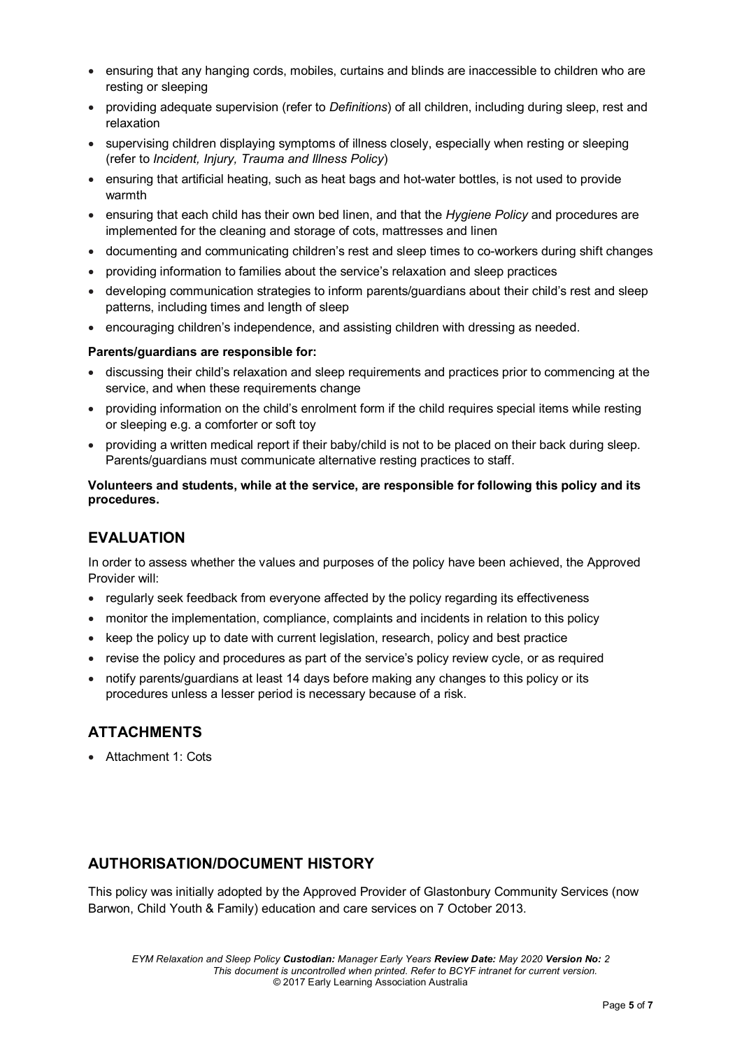- ensuring that any hanging cords, mobiles, curtains and blinds are inaccessible to children who are resting or sleeping
- providing adequate supervision (refer to *Definitions*) of all children, including during sleep, rest and relaxation
- supervising children displaying symptoms of illness closely, especially when resting or sleeping (refer to *Incident, Injury, Trauma and Illness Policy*)
- ensuring that artificial heating, such as heat bags and hot-water bottles, is not used to provide warmth
- ensuring that each child has their own bed linen, and that the *Hygiene Policy* and procedures are implemented for the cleaning and storage of cots, mattresses and linen
- documenting and communicating children's rest and sleep times to co-workers during shift changes
- providing information to families about the service's relaxation and sleep practices
- developing communication strategies to inform parents/guardians about their child's rest and sleep patterns, including times and length of sleep
- encouraging children's independence, and assisting children with dressing as needed.

**Parents/guardians are responsible for:**

- discussing their child's relaxation and sleep requirements and practices prior to commencing at the service, and when these requirements change
- providing information on the child's enrolment form if the child requires special items while resting or sleeping e.g. a comforter or soft toy
- providing a written medical report if their baby/child is not to be placed on their back during sleep. Parents/guardians must communicate alternative resting practices to staff.

**Volunteers and students, while at the service, are responsible for following this policy and its procedures.**

## EVALUATION

In order to assess whether the values and purposes of the policy have been achieved, the Approved Provider will:

- regularly seek feedback from everyone affected by the policy regarding its effectiveness
- monitor the implementation, compliance, complaints and incidents in relation to this policy
- keep the policy up to date with current legislation, research, policy and best practice
- revise the policy and procedures as part of the service's policy review cycle, or as required
- notify parents/guardians at least 14 days before making any changes to this policy or its procedures unless a lesser period is necessary because of a risk.

## ATTACHMENTS

- Attachment 1: Cots

## AUTHORISATION/DOCUMENT HISTORY

This policy was initially adopted by the Approved Provider of Glastonbury Community Services (now Barwon, Child Youth & Family) education and care services on 7 October 2013.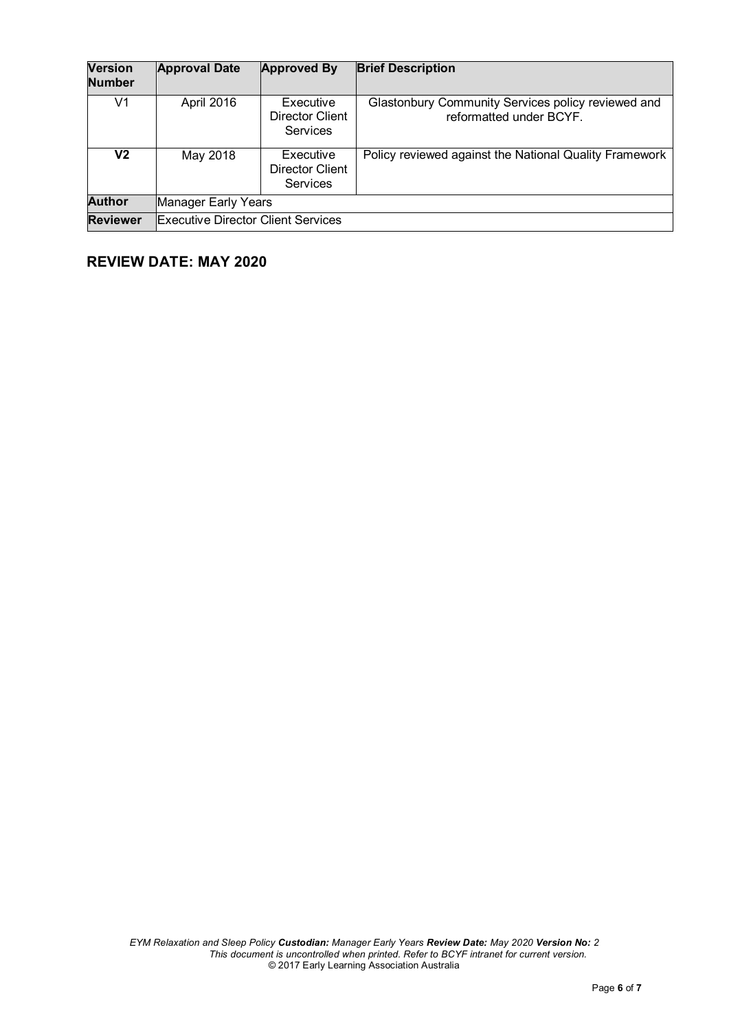| Version Number | Approval Date | Approved By | Brief Description |
|---|---|---|---|
| V1 | April 2016 | Executive Director Client Services | Glastonbury Community Services policy reviewed and reformatted under BCYF. |
| **V2** | May 2018 | Executive Director Client Services | Policy reviewed against the National Quality Framework |
| **Author** | Manager Early Years | | |
| **Reviewer** | Executive Director Client Services | | |

## REVIEW DATE: MAY 2020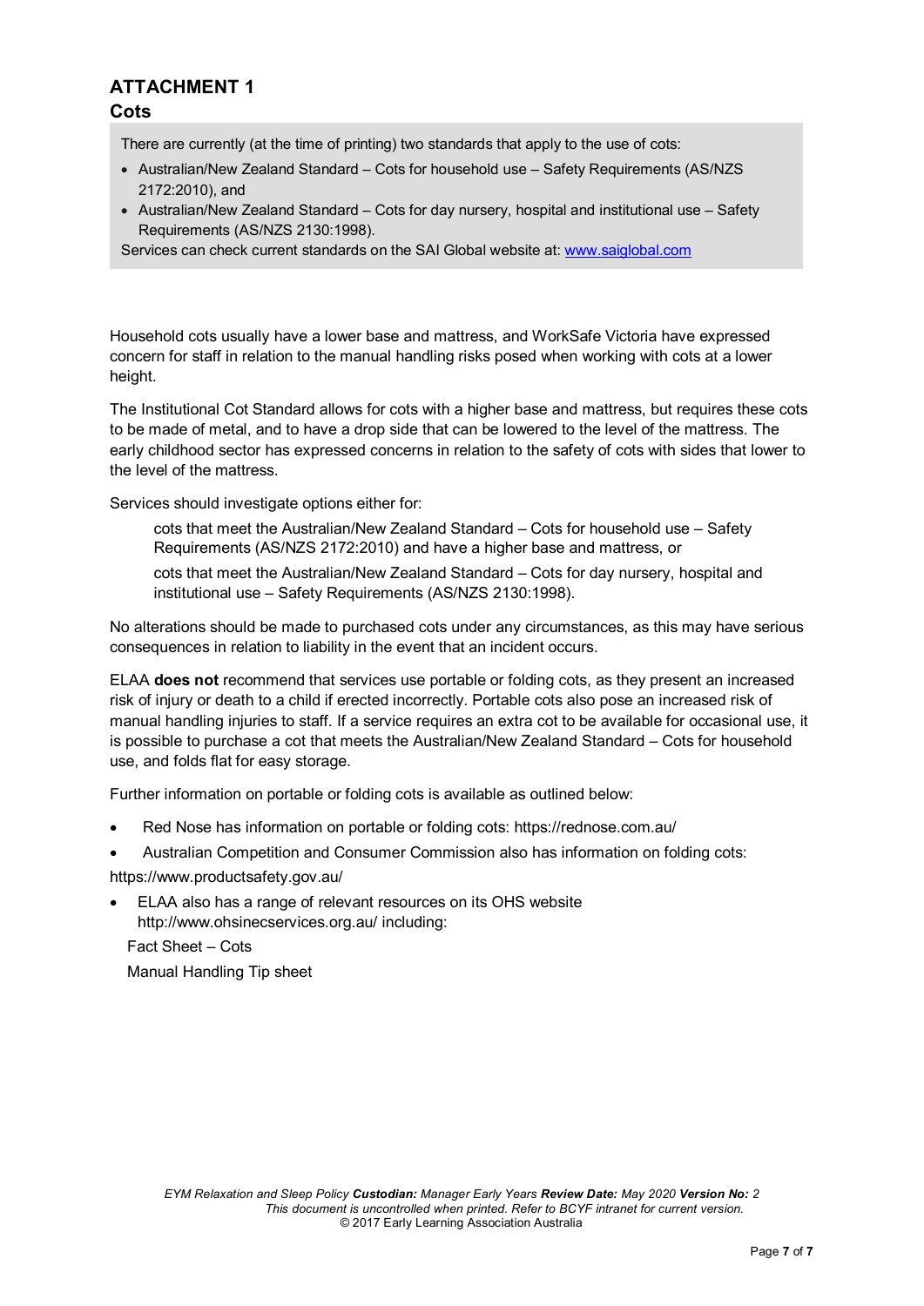# ATTACHMENT 1

## Cots

There are currently (at the time of printing) two standards that apply to the use of cots:

- Australian/New Zealand Standard – Cots for household use – Safety Requirements (AS/NZS 2172:2010), and
- Australian/New Zealand Standard – Cots for day nursery, hospital and institutional use – Safety Requirements (AS/NZS 2130:1998).

Services can check current standards on the SAI Global website at: [www.saiglobal.com](http://www.saiglobal.com)

Household cots usually have a lower base and mattress, and WorkSafe Victoria have expressed concern for staff in relation to the manual handling risks posed when working with cots at a lower height.

The Institutional Cot Standard allows for cots with a higher base and mattress, but requires these cots to be made of metal, and to have a drop side that can be lowered to the level of the mattress. The early childhood sector has expressed concerns in relation to the safety of cots with sides that lower to the level of the mattress.

Services should investigate options either for:

> cots that meet the Australian/New Zealand Standard – Cots for household use – Safety Requirements (AS/NZS 2172:2010) and have a higher base and mattress, or
>
> cots that meet the Australian/New Zealand Standard – Cots for day nursery, hospital and institutional use – Safety Requirements (AS/NZS 2130:1998).

No alterations should be made to purchased cots under any circumstances, as this may have serious consequences in relation to liability in the event that an incident occurs.

ELAA **does not** recommend that services use portable or folding cots, as they present an increased risk of injury or death to a child if erected incorrectly. Portable cots also pose an increased risk of manual handling injuries to staff. If a service requires an extra cot to be available for occasional use, it is possible to purchase a cot that meets the Australian/New Zealand Standard – Cots for household use, and folds flat for easy storage.

Further information on portable or folding cots is available as outlined below:

- Red Nose has information on portable or folding cots: https://rednose.com.au/
- Australian Competition and Consumer Commission also has information on folding cots: https://www.productsafety.gov.au/
- ELAA also has a range of relevant resources on its OHS website http://www.ohsinecservices.org.au/ including:

  Fact Sheet – Cots

  Manual Handling Tip sheet

*EYM Relaxation and Sleep Policy* ***Custodian:*** *Manager Early Years* ***Review Date:*** *May 2020* ***Version No:*** *2*
*This document is uncontrolled when printed. Refer to BCYF intranet for current version.*
© 2017 Early Learning Association Australia